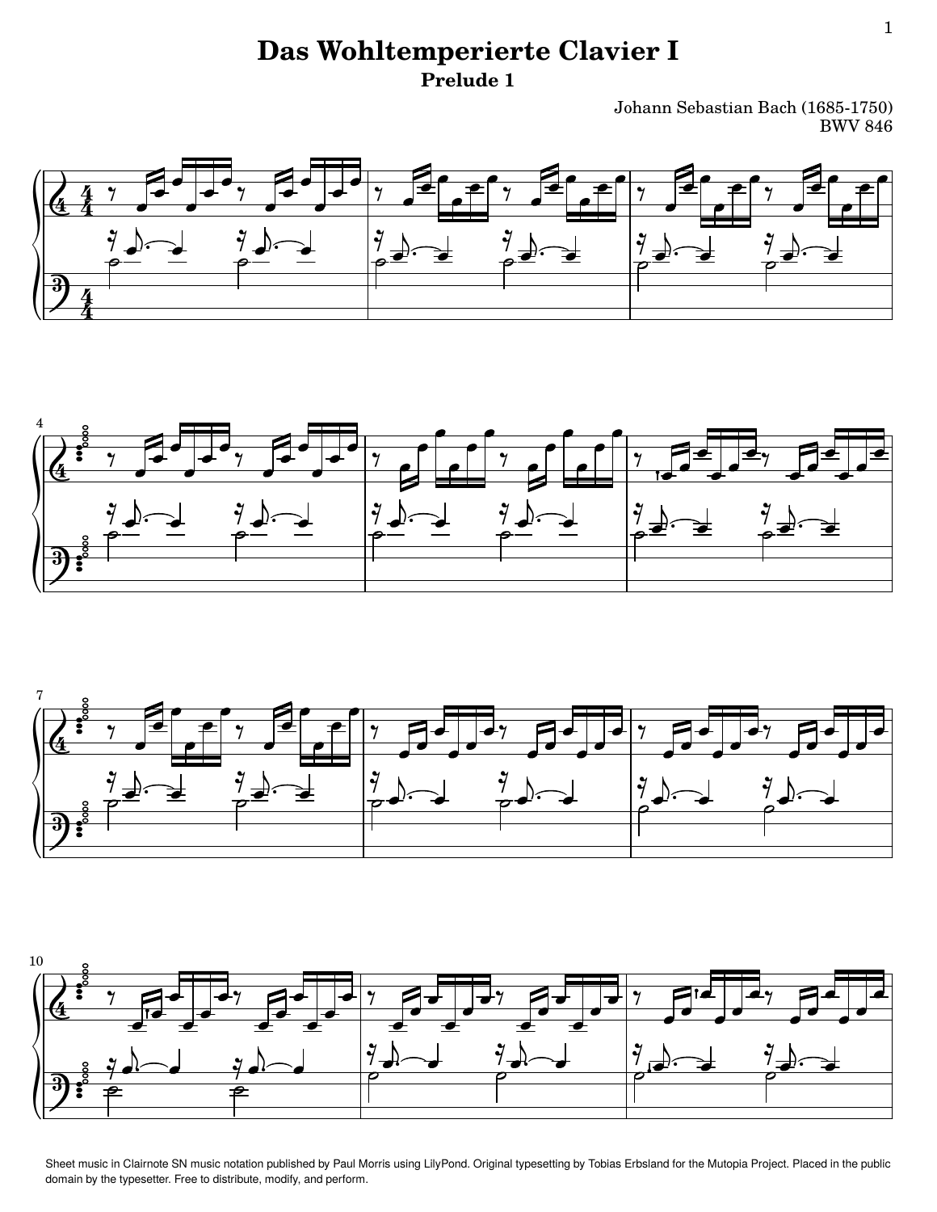# Das Wohltemperierte Clavier I

## Prelude 1

Johann Sebastian Bach (1685-1750)
BWV 846

Sheet music in Clairnote SN music notation published by Paul Morris using LilyPond. Original typesetting by Tobias Erbsland for the Mutopia Project. Placed in the public domain by the typesetter. Free to distribute, modify, and perform.